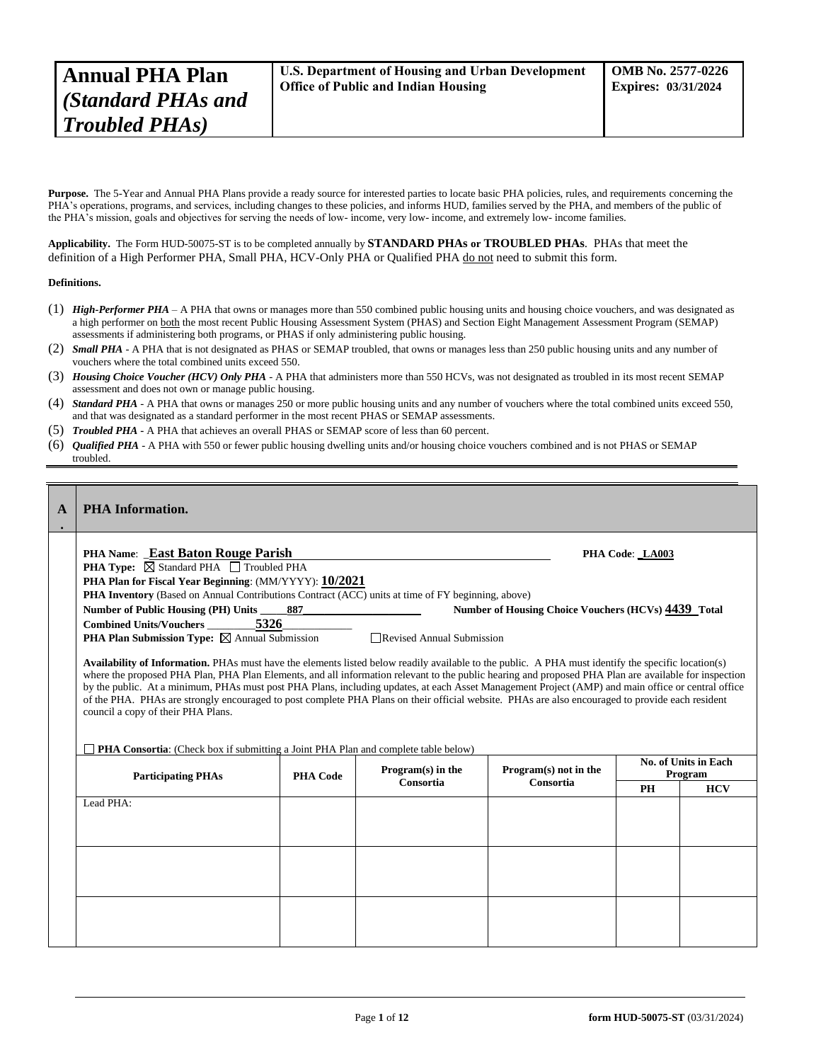| **Annual PHA Plan** *(Standard PHAs and Troubled PHAs)* | **U.S. Department of Housing and Urban Development Office of Public and Indian Housing** | **OMB No. 2577-0226 Expires: 03/31/2024** |
|---|---|---|

**Purpose.** The 5-Year and Annual PHA Plans provide a ready source for interested parties to locate basic PHA policies, rules, and requirements concerning the PHA's operations, programs, and services, including changes to these policies, and informs HUD, families served by the PHA, and members of the public of the PHA's mission, goals and objectives for serving the needs of low- income, very low- income, and extremely low- income families.

**Applicability.** The Form HUD-50075-ST is to be completed annually by **STANDARD PHAs or TROUBLED PHAs**. PHAs that meet the definition of a High Performer PHA, Small PHA, HCV-Only PHA or Qualified PHA do not need to submit this form.

**Definitions.**

(1) ***High-Performer PHA*** – A PHA that owns or manages more than 550 combined public housing units and housing choice vouchers, and was designated as a high performer on both the most recent Public Housing Assessment System (PHAS) and Section Eight Management Assessment Program (SEMAP) assessments if administering both programs, or PHAS if only administering public housing.

(2) ***Small PHA*** - A PHA that is not designated as PHAS or SEMAP troubled, that owns or manages less than 250 public housing units and any number of vouchers where the total combined units exceed 550.

(3) ***Housing Choice Voucher (HCV) Only PHA*** - A PHA that administers more than 550 HCVs, was not designated as troubled in its most recent SEMAP assessment and does not own or manage public housing.

(4) ***Standard PHA*** - A PHA that owns or manages 250 or more public housing units and any number of vouchers where the total combined units exceed 550, and that was designated as a standard performer in the most recent PHAS or SEMAP assessments.

(5) ***Troubled PHA*** - A PHA that achieves an overall PHAS or SEMAP score of less than 60 percent.

(6) ***Qualified PHA*** - A PHA with 550 or fewer public housing dwelling units and/or housing choice vouchers combined and is not PHAS or SEMAP troubled.

---

## A. PHA Information.

**PHA Name**: **East Baton Rouge Parish** **PHA Code**: **LA003**

**PHA Type:** ☒ Standard PHA ☐ Troubled PHA

**PHA Plan for Fiscal Year Beginning**: (MM/YYYY): **10/2021**

**PHA Inventory** (Based on Annual Contributions Contract (ACC) units at time of FY beginning, above)

**Number of Public Housing (PH) Units** 887 **Number of Housing Choice Vouchers (HCVs)** **4439** **Total Combined Units/Vouchers** **5326**

**PHA Plan Submission Type:** ☒ Annual Submission ☐ Revised Annual Submission

**Availability of Information.** PHAs must have the elements listed below readily available to the public. A PHA must identify the specific location(s) where the proposed PHA Plan, PHA Plan Elements, and all information relevant to the public hearing and proposed PHA Plan are available for inspection by the public. At a minimum, PHAs must post PHA Plans, including updates, at each Asset Management Project (AMP) and main office or central office of the PHA. PHAs are strongly encouraged to post complete PHA Plans on their official website. PHAs are also encouraged to provide each resident council a copy of their PHA Plans.

☐ **PHA Consortia**: (Check box if submitting a Joint PHA Plan and complete table below)

| Participating PHAs | PHA Code | Program(s) in the Consortia | Program(s) not in the Consortia | No. of Units in Each Program | |
|---|---|---|---|---|---|
| | | | | PH | HCV |
| Lead PHA: | | | | | |
| | | | | | |
| | | | | | |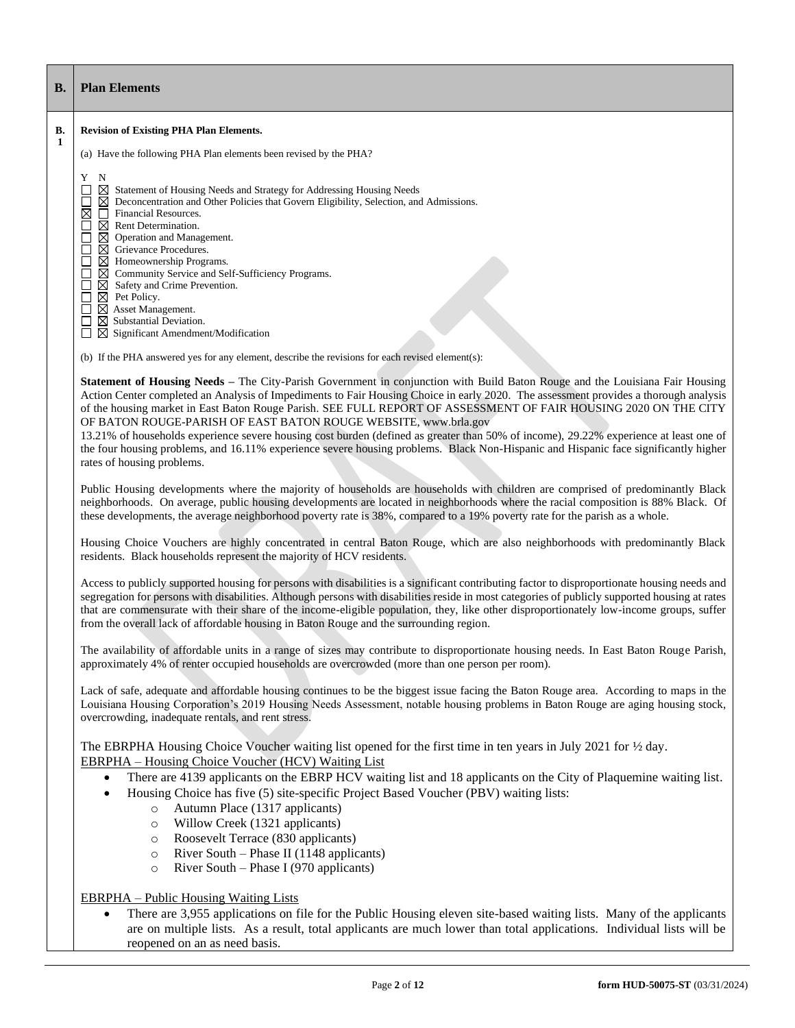## B. Plan Elements

**B.1 Revision of Existing PHA Plan Elements.**

(a) Have the following PHA Plan elements been revised by the PHA?

| Y | N | Element |
|---|---|---|
| ☐ | ☒ | Statement of Housing Needs and Strategy for Addressing Housing Needs |
| ☐ | ☒ | Deconcentration and Other Policies that Govern Eligibility, Selection, and Admissions. |
| ☒ | ☐ | Financial Resources. |
| ☐ | ☒ | Rent Determination. |
| ☐ | ☒ | Operation and Management. |
| ☐ | ☒ | Grievance Procedures. |
| ☐ | ☒ | Homeownership Programs. |
| ☐ | ☒ | Community Service and Self-Sufficiency Programs. |
| ☐ | ☒ | Safety and Crime Prevention. |
| ☐ | ☒ | Pet Policy. |
| ☐ | ☒ | Asset Management. |
| ☐ | ☒ | Substantial Deviation. |
| ☐ | ☒ | Significant Amendment/Modification |

(b) If the PHA answered yes for any element, describe the revisions for each revised element(s):

**Statement of Housing Needs –** The City-Parish Government in conjunction with Build Baton Rouge and the Louisiana Fair Housing Action Center completed an Analysis of Impediments to Fair Housing Choice in early 2020. The assessment provides a thorough analysis of the housing market in East Baton Rouge Parish. SEE FULL REPORT OF ASSESSMENT OF FAIR HOUSING 2020 ON THE CITY OF BATON ROUGE-PARISH OF EAST BATON ROUGE WEBSITE, www.brla.gov

13.21% of households experience severe housing cost burden (defined as greater than 50% of income), 29.22% experience at least one of the four housing problems, and 16.11% experience severe housing problems. Black Non-Hispanic and Hispanic face significantly higher rates of housing problems.

Public Housing developments where the majority of households are households with children are comprised of predominantly Black neighborhoods. On average, public housing developments are located in neighborhoods where the racial composition is 88% Black. Of these developments, the average neighborhood poverty rate is 38%, compared to a 19% poverty rate for the parish as a whole.

Housing Choice Vouchers are highly concentrated in central Baton Rouge, which are also neighborhoods with predominantly Black residents. Black households represent the majority of HCV residents.

Access to publicly supported housing for persons with disabilities is a significant contributing factor to disproportionate housing needs and segregation for persons with disabilities. Although persons with disabilities reside in most categories of publicly supported housing at rates that are commensurate with their share of the income-eligible population, they, like other disproportionately low-income groups, suffer from the overall lack of affordable housing in Baton Rouge and the surrounding region.

The availability of affordable units in a range of sizes may contribute to disproportionate housing needs. In East Baton Rouge Parish, approximately 4% of renter occupied households are overcrowded (more than one person per room).

Lack of safe, adequate and affordable housing continues to be the biggest issue facing the Baton Rouge area. According to maps in the Louisiana Housing Corporation's 2019 Housing Needs Assessment, notable housing problems in Baton Rouge are aging housing stock, overcrowding, inadequate rentals, and rent stress.

The EBRPHA Housing Choice Voucher waiting list opened for the first time in ten years in July 2021 for ½ day.

<u>EBRPHA – Housing Choice Voucher (HCV) Waiting List</u>

- There are 4139 applicants on the EBRP HCV waiting list and 18 applicants on the City of Plaquemine waiting list.
- Housing Choice has five (5) site-specific Project Based Voucher (PBV) waiting lists:
  - Autumn Place (1317 applicants)
  - Willow Creek (1321 applicants)
  - Roosevelt Terrace (830 applicants)
  - River South – Phase II (1148 applicants)
  - River South – Phase I (970 applicants)

<u>EBRPHA – Public Housing Waiting Lists</u>

- There are 3,955 applications on file for the Public Housing eleven site-based waiting lists. Many of the applicants are on multiple lists. As a result, total applicants are much lower than total applications. Individual lists will be reopened on an as need basis.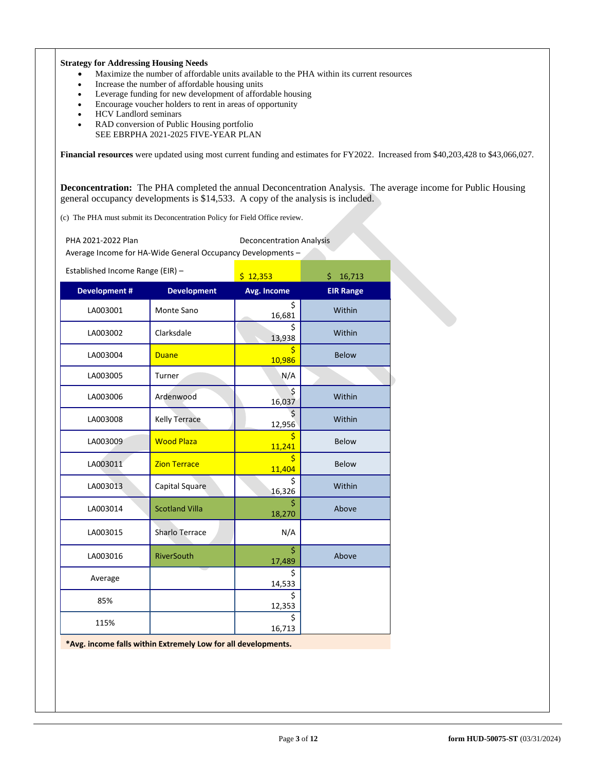**Strategy for Addressing Housing Needs**

- Maximize the number of affordable units available to the PHA within its current resources
- Increase the number of affordable housing units
- Leverage funding for new development of affordable housing
- Encourage voucher holders to rent in areas of opportunity
- HCV Landlord seminars
- RAD conversion of Public Housing portfolio
  SEE EBRPHA 2021-2025 FIVE-YEAR PLAN

**Financial resources** were updated using most current funding and estimates for FY2022. Increased from $40,203,428 to $43,066,027.

**Deconcentration:** The PHA completed the annual Deconcentration Analysis. The average income for Public Housing general occupancy developments is $14,533. A copy of the analysis is included.

(c) The PHA must submit its Deconcentration Policy for Field Office review.

PHA 2021-2022 Plan — Deconcentration Analysis

Average Income for HA-Wide General Occupancy Developments –

Established Income Range (EIR) – $ 12,353 — $ 16,713

| Development # | Development | Avg. Income | EIR Range |
|---|---|---|---|
| LA003001 | Monte Sano | $ 16,681 | Within |
| LA003002 | Clarksdale | $ 13,938 | Within |
| LA003004 | Duane | $ 10,986 | Below |
| LA003005 | Turner | N/A | |
| LA003006 | Ardenwood | $ 16,037 | Within |
| LA003008 | Kelly Terrace | $ 12,956 | Within |
| LA003009 | Wood Plaza | $ 11,241 | Below |
| LA003011 | Zion Terrace | $ 11,404 | Below |
| LA003013 | Capital Square | $ 16,326 | Within |
| LA003014 | Scotland Villa | $ 18,270 | Above |
| LA003015 | Sharlo Terrace | N/A | |
| LA003016 | RiverSouth | $ 17,489 | Above |
| Average | | $ 14,533 | |
| 85% | | $ 12,353 | |
| 115% | | $ 16,713 | |

**\*Avg. income falls within Extremely Low for all developments.**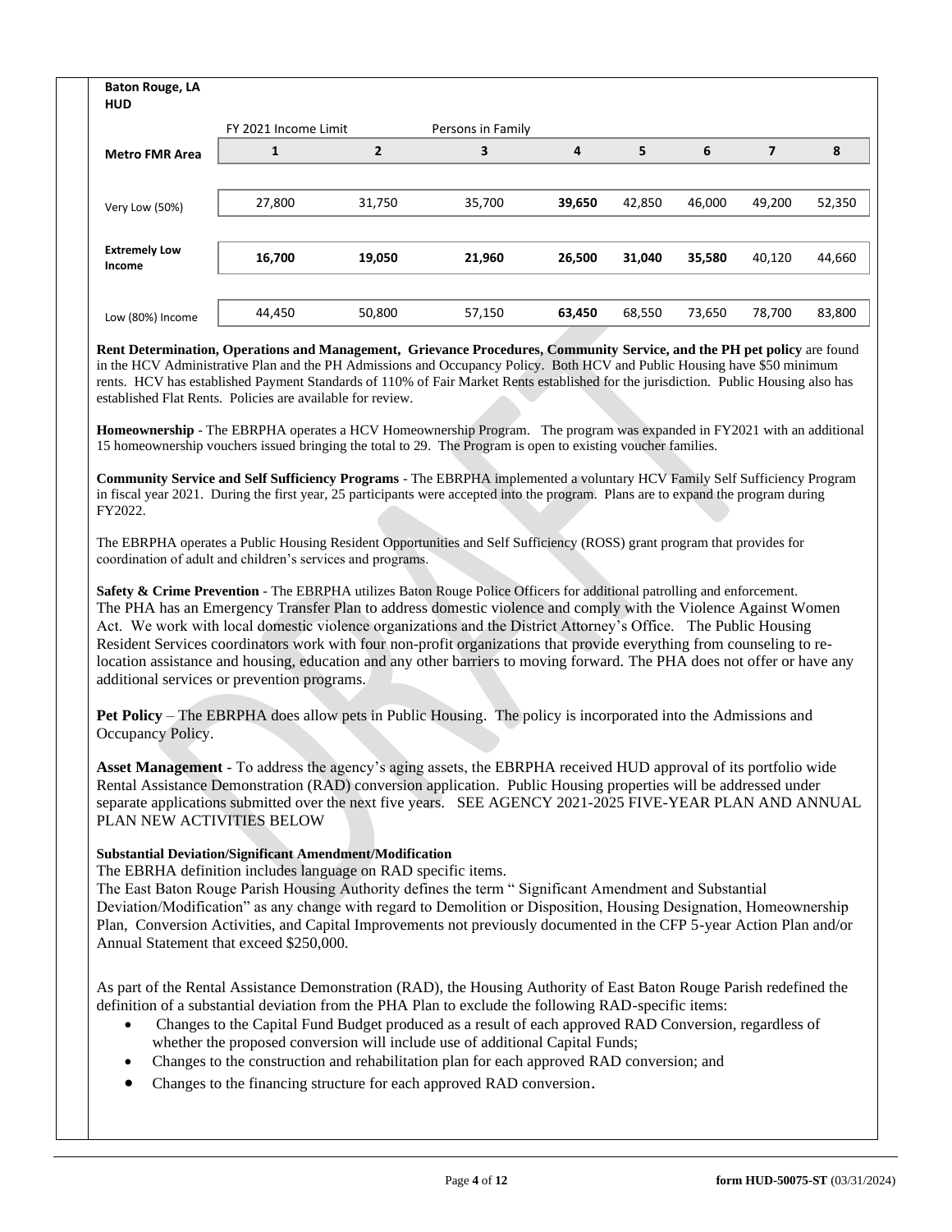**Baton Rouge, LA HUD**

| Metro FMR Area | FY 2021 Income Limit | | Persons in Family | | | | | |
|---|---|---|---|---|---|---|---|---|
| | 1 | 2 | 3 | 4 | 5 | 6 | 7 | 8 |
| Very Low (50%) | 27,800 | 31,750 | 35,700 | **39,650** | 42,850 | 46,000 | 49,200 | 52,350 |
| **Extremely Low Income** | **16,700** | **19,050** | **21,960** | **26,500** | **31,040** | **35,580** | 40,120 | 44,660 |
| Low (80%) Income | 44,450 | 50,800 | 57,150 | **63,450** | 68,550 | 73,650 | 78,700 | 83,800 |

**Rent Determination, Operations and Management, Grievance Procedures, Community Service, and the PH pet policy** are found in the HCV Administrative Plan and the PH Admissions and Occupancy Policy. Both HCV and Public Housing have $50 minimum rents. HCV has established Payment Standards of 110% of Fair Market Rents established for the jurisdiction. Public Housing also has established Flat Rents. Policies are available for review.

**Homeownership** - The EBRPHA operates a HCV Homeownership Program. The program was expanded in FY2021 with an additional 15 homeownership vouchers issued bringing the total to 29. The Program is open to existing voucher families.

**Community Service and Self Sufficiency Programs** - The EBRPHA implemented a voluntary HCV Family Self Sufficiency Program in fiscal year 2021. During the first year, 25 participants were accepted into the program. Plans are to expand the program during FY2022.

The EBRPHA operates a Public Housing Resident Opportunities and Self Sufficiency (ROSS) grant program that provides for coordination of adult and children's services and programs.

**Safety & Crime Prevention** - The EBRPHA utilizes Baton Rouge Police Officers for additional patrolling and enforcement. The PHA has an Emergency Transfer Plan to address domestic violence and comply with the Violence Against Women Act. We work with local domestic violence organizations and the District Attorney's Office. The Public Housing Resident Services coordinators work with four non-profit organizations that provide everything from counseling to re-location assistance and housing, education and any other barriers to moving forward. The PHA does not offer or have any additional services or prevention programs.

**Pet Policy** – The EBRPHA does allow pets in Public Housing. The policy is incorporated into the Admissions and Occupancy Policy.

**Asset Management** - To address the agency's aging assets, the EBRPHA received HUD approval of its portfolio wide Rental Assistance Demonstration (RAD) conversion application. Public Housing properties will be addressed under separate applications submitted over the next five years. SEE AGENCY 2021-2025 FIVE-YEAR PLAN AND ANNUAL PLAN NEW ACTIVITIES BELOW

**Substantial Deviation/Significant Amendment/Modification**
The EBRHA definition includes language on RAD specific items.
The East Baton Rouge Parish Housing Authority defines the term " Significant Amendment and Substantial Deviation/Modification" as any change with regard to Demolition or Disposition, Housing Designation, Homeownership Plan, Conversion Activities, and Capital Improvements not previously documented in the CFP 5-year Action Plan and/or Annual Statement that exceed $250,000.

As part of the Rental Assistance Demonstration (RAD), the Housing Authority of East Baton Rouge Parish redefined the definition of a substantial deviation from the PHA Plan to exclude the following RAD-specific items:

- Changes to the Capital Fund Budget produced as a result of each approved RAD Conversion, regardless of whether the proposed conversion will include use of additional Capital Funds;
- Changes to the construction and rehabilitation plan for each approved RAD conversion; and
- Changes to the financing structure for each approved RAD conversion.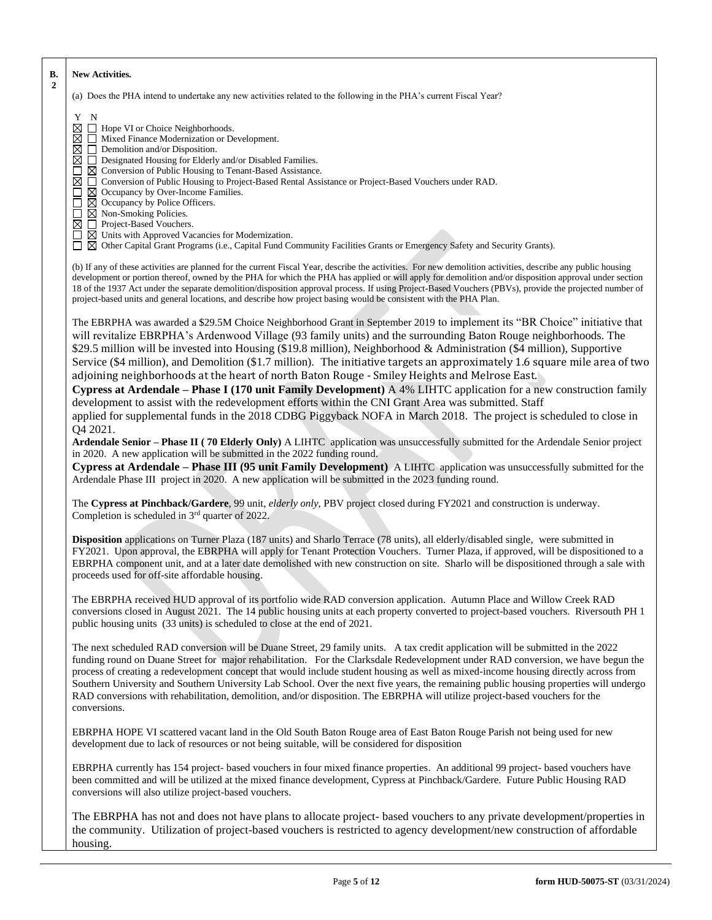**B.2** **New Activities.**

(a) Does the PHA intend to undertake any new activities related to the following in the PHA's current Fiscal Year?

| Y | N | |
|---|---|---|
| ☒ | ☐ | Hope VI or Choice Neighborhoods. |
| ☒ | ☐ | Mixed Finance Modernization or Development. |
| ☒ | ☐ | Demolition and/or Disposition. |
| ☒ | ☐ | Designated Housing for Elderly and/or Disabled Families. |
| ☐ | ☒ | Conversion of Public Housing to Tenant-Based Assistance. |
| ☒ | ☐ | Conversion of Public Housing to Project-Based Rental Assistance or Project-Based Vouchers under RAD. |
| ☐ | ☒ | Occupancy by Over-Income Families. |
| ☐ | ☒ | Occupancy by Police Officers. |
| ☐ | ☒ | Non-Smoking Policies. |
| ☒ | ☐ | Project-Based Vouchers. |
| ☐ | ☒ | Units with Approved Vacancies for Modernization. |
| ☐ | ☒ | Other Capital Grant Programs (i.e., Capital Fund Community Facilities Grants or Emergency Safety and Security Grants). |

(b) If any of these activities are planned for the current Fiscal Year, describe the activities. For new demolition activities, describe any public housing development or portion thereof, owned by the PHA for which the PHA has applied or will apply for demolition and/or disposition approval under section 18 of the 1937 Act under the separate demolition/disposition approval process. If using Project-Based Vouchers (PBVs), provide the projected number of project-based units and general locations, and describe how project basing would be consistent with the PHA Plan.

The EBRPHA was awarded a $29.5M Choice Neighborhood Grant in September 2019 to implement its "BR Choice" initiative that will revitalize EBRPHA's Ardenwood Village (93 family units) and the surrounding Baton Rouge neighborhoods. The $29.5 million will be invested into Housing ($19.8 million), Neighborhood & Administration ($4 million), Supportive Service ($4 million), and Demolition ($1.7 million). The initiative targets an approximately 1.6 square mile area of two adjoining neighborhoods at the heart of north Baton Rouge - Smiley Heights and Melrose East.

**Cypress at Ardendale – Phase I (170 unit Family Development)** A 4% LIHTC application for a new construction family development to assist with the redevelopment efforts within the CNI Grant Area was submitted. Staff applied for supplemental funds in the 2018 CDBG Piggyback NOFA in March 2018. The project is scheduled to close in Q4 2021.

**Ardendale Senior – Phase II ( 70 Elderly Only)** A LIHTC application was unsuccessfully submitted for the Ardendale Senior project in 2020. A new application will be submitted in the 2022 funding round.

**Cypress at Ardendale – Phase III (95 unit Family Development)** A LIHTC application was unsuccessfully submitted for the Ardendale Phase III project in 2020. A new application will be submitted in the 2023 funding round.

The **Cypress at Pinchback/Gardere**, 99 unit, *elderly only*, PBV project closed during FY2021 and construction is underway. Completion is scheduled in 3rd quarter of 2022.

**Disposition** applications on Turner Plaza (187 units) and Sharlo Terrace (78 units), all elderly/disabled single, were submitted in FY2021. Upon approval, the EBRPHA will apply for Tenant Protection Vouchers. Turner Plaza, if approved, will be dispositioned to a EBRPHA component unit, and at a later date demolished with new construction on site. Sharlo will be dispositioned through a sale with proceeds used for off-site affordable housing.

The EBRPHA received HUD approval of its portfolio wide RAD conversion application. Autumn Place and Willow Creek RAD conversions closed in August 2021. The 14 public housing units at each property converted to project-based vouchers. Riversouth PH 1 public housing units (33 units) is scheduled to close at the end of 2021.

The next scheduled RAD conversion will be Duane Street, 29 family units. A tax credit application will be submitted in the 2022 funding round on Duane Street for major rehabilitation. For the Clarksdale Redevelopment under RAD conversion, we have begun the process of creating a redevelopment concept that would include student housing as well as mixed-income housing directly across from Southern University and Southern University Lab School. Over the next five years, the remaining public housing properties will undergo RAD conversions with rehabilitation, demolition, and/or disposition. The EBRPHA will utilize project-based vouchers for the conversions.

EBRPHA HOPE VI scattered vacant land in the Old South Baton Rouge area of East Baton Rouge Parish not being used for new development due to lack of resources or not being suitable, will be considered for disposition

EBRPHA currently has 154 project- based vouchers in four mixed finance properties. An additional 99 project- based vouchers have been committed and will be utilized at the mixed finance development, Cypress at Pinchback/Gardere. Future Public Housing RAD conversions will also utilize project-based vouchers.

The EBRPHA has not and does not have plans to allocate project- based vouchers to any private development/properties in the community. Utilization of project-based vouchers is restricted to agency development/new construction of affordable housing.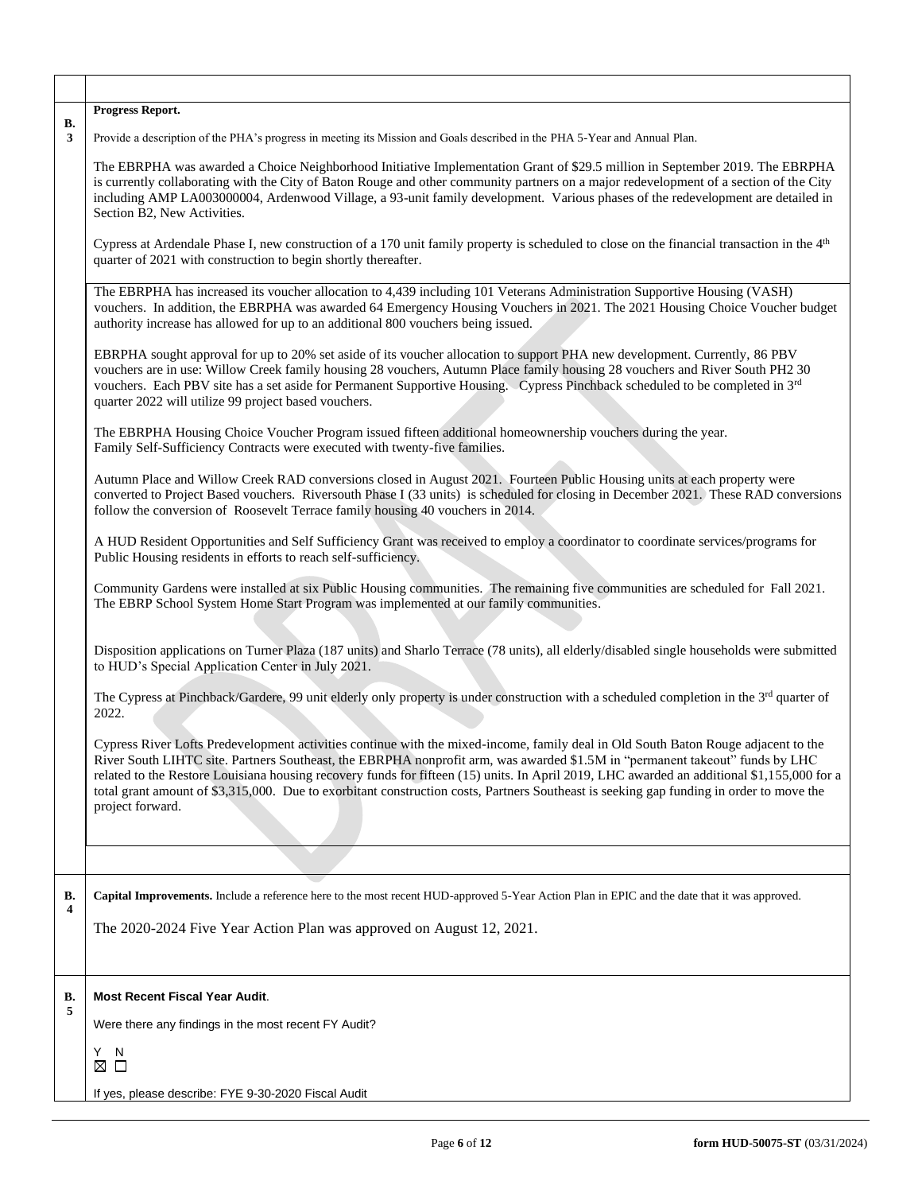**B.3** **Progress Report.**

Provide a description of the PHA's progress in meeting its Mission and Goals described in the PHA 5-Year and Annual Plan.

The EBRPHA was awarded a Choice Neighborhood Initiative Implementation Grant of $29.5 million in September 2019. The EBRPHA is currently collaborating with the City of Baton Rouge and other community partners on a major redevelopment of a section of the City including AMP LA003000004, Ardenwood Village, a 93-unit family development. Various phases of the redevelopment are detailed in Section B2, New Activities.

Cypress at Ardendale Phase I, new construction of a 170 unit family property is scheduled to close on the financial transaction in the 4th quarter of 2021 with construction to begin shortly thereafter.

The EBRPHA has increased its voucher allocation to 4,439 including 101 Veterans Administration Supportive Housing (VASH) vouchers. In addition, the EBRPHA was awarded 64 Emergency Housing Vouchers in 2021. The 2021 Housing Choice Voucher budget authority increase has allowed for up to an additional 800 vouchers being issued.

EBRPHA sought approval for up to 20% set aside of its voucher allocation to support PHA new development. Currently, 86 PBV vouchers are in use: Willow Creek family housing 28 vouchers, Autumn Place family housing 28 vouchers and River South PH2 30 vouchers. Each PBV site has a set aside for Permanent Supportive Housing. Cypress Pinchback scheduled to be completed in 3rd quarter 2022 will utilize 99 project based vouchers.

The EBRPHA Housing Choice Voucher Program issued fifteen additional homeownership vouchers during the year.
Family Self-Sufficiency Contracts were executed with twenty-five families.

Autumn Place and Willow Creek RAD conversions closed in August 2021. Fourteen Public Housing units at each property were converted to Project Based vouchers. Riversouth Phase I (33 units) is scheduled for closing in December 2021. These RAD conversions follow the conversion of Roosevelt Terrace family housing 40 vouchers in 2014.

A HUD Resident Opportunities and Self Sufficiency Grant was received to employ a coordinator to coordinate services/programs for Public Housing residents in efforts to reach self-sufficiency.

Community Gardens were installed at six Public Housing communities. The remaining five communities are scheduled for Fall 2021. The EBRP School System Home Start Program was implemented at our family communities.

Disposition applications on Turner Plaza (187 units) and Sharlo Terrace (78 units), all elderly/disabled single households were submitted to HUD's Special Application Center in July 2021.

The Cypress at Pinchback/Gardere, 99 unit elderly only property is under construction with a scheduled completion in the 3rd quarter of 2022.

Cypress River Lofts Predevelopment activities continue with the mixed-income, family deal in Old South Baton Rouge adjacent to the River South LIHTC site. Partners Southeast, the EBRPHA nonprofit arm, was awarded $1.5M in "permanent takeout" funds by LHC related to the Restore Louisiana housing recovery funds for fifteen (15) units. In April 2019, LHC awarded an additional $1,155,000 for a total grant amount of $3,315,000. Due to exorbitant construction costs, Partners Southeast is seeking gap funding in order to move the project forward.

**B.4** **Capital Improvements.** Include a reference here to the most recent HUD-approved 5-Year Action Plan in EPIC and the date that it was approved.

The 2020-2024 Five Year Action Plan was approved on August 12, 2021.

**B.5** **Most Recent Fiscal Year Audit**.

Were there any findings in the most recent FY Audit?

Y N
☒ ☐

If yes, please describe: FYE 9-30-2020 Fiscal Audit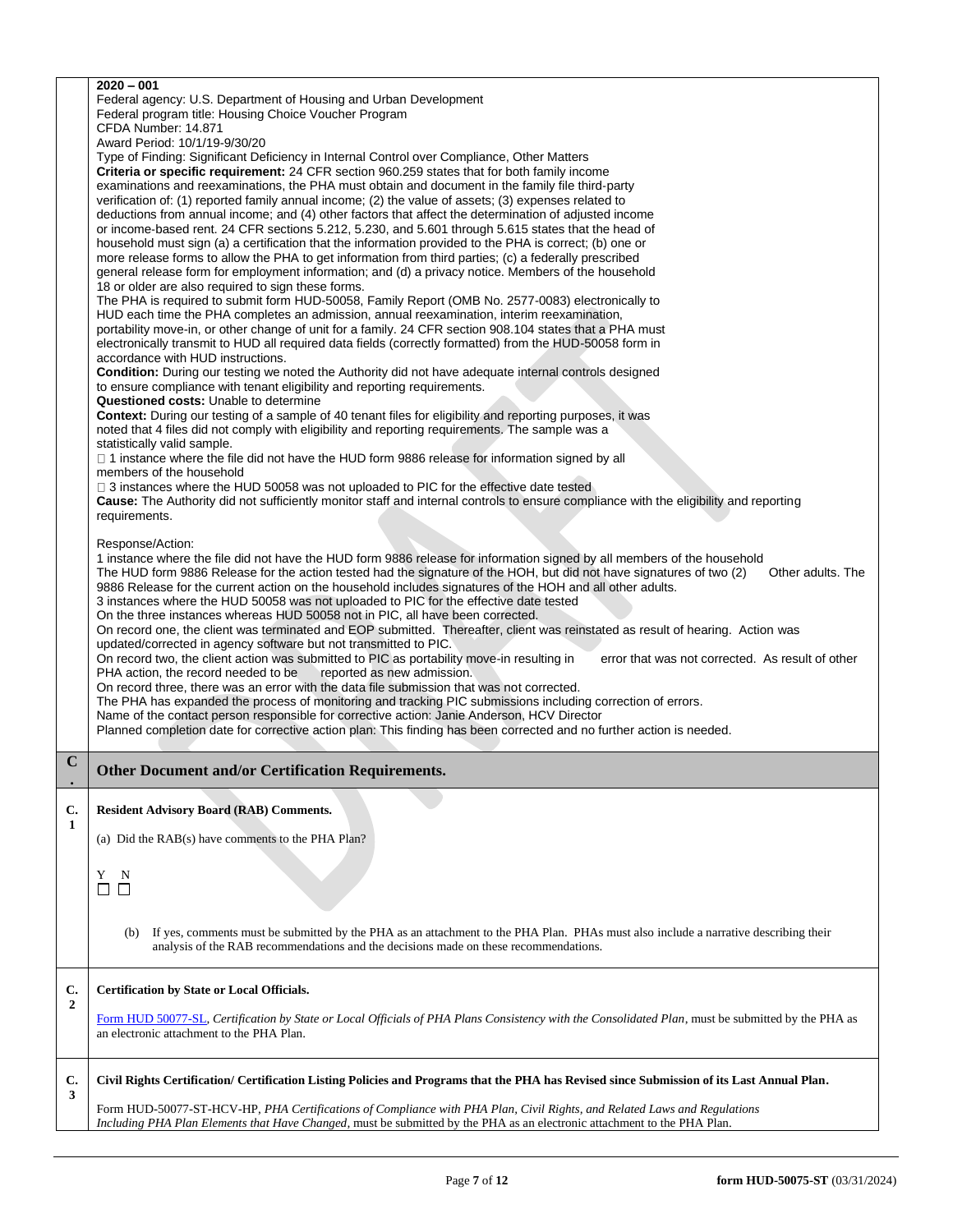**2020 – 001**

Federal agency: U.S. Department of Housing and Urban Development
Federal program title: Housing Choice Voucher Program
CFDA Number: 14.871
Award Period: 10/1/19-9/30/20
Type of Finding: Significant Deficiency in Internal Control over Compliance, Other Matters

**Criteria or specific requirement:** 24 CFR section 960.259 states that for both family income examinations and reexaminations, the PHA must obtain and document in the family file third-party verification of: (1) reported family annual income; (2) the value of assets; (3) expenses related to deductions from annual income; and (4) other factors that affect the determination of adjusted income or income-based rent. 24 CFR sections 5.212, 5.230, and 5.601 through 5.615 states that the head of household must sign (a) a certification that the information provided to the PHA is correct; (b) one or more release forms to allow the PHA to get information from third parties; (c) a federally prescribed general release form for employment information; and (d) a privacy notice. Members of the household 18 or older are also required to sign these forms.

The PHA is required to submit form HUD-50058, Family Report (OMB No. 2577-0083) electronically to HUD each time the PHA completes an admission, annual reexamination, interim reexamination, portability move-in, or other change of unit for a family. 24 CFR section 908.104 states that a PHA must electronically transmit to HUD all required data fields (correctly formatted) from the HUD-50058 form in accordance with HUD instructions.

**Condition:** During our testing we noted the Authority did not have adequate internal controls designed to ensure compliance with tenant eligibility and reporting requirements.

**Questioned costs:** Unable to determine

**Context:** During our testing of a sample of 40 tenant files for eligibility and reporting purposes, it was noted that 4 files did not comply with eligibility and reporting requirements. The sample was a statistically valid sample.

- 1 instance where the file did not have the HUD form 9886 release for information signed by all members of the household
- 3 instances where the HUD 50058 was not uploaded to PIC for the effective date tested

**Cause:** The Authority did not sufficiently monitor staff and internal controls to ensure compliance with the eligibility and reporting requirements.

Response/Action:

1 instance where the file did not have the HUD form 9886 release for information signed by all members of the household

The HUD form 9886 Release for the action tested had the signature of the HOH, but did not have signatures of two (2) Other adults. The 9886 Release for the current action on the household includes signatures of the HOH and all other adults.

3 instances where the HUD 50058 was not uploaded to PIC for the effective date tested

On the three instances whereas HUD 50058 not in PIC, all have been corrected.

On record one, the client was terminated and EOP submitted. Thereafter, client was reinstated as result of hearing. Action was updated/corrected in agency software but not transmitted to PIC.

On record two, the client action was submitted to PIC as portability move-in resulting in error that was not corrected. As result of other PHA action, the record needed to be reported as new admission.

On record three, there was an error with the data file submission that was not corrected.

The PHA has expanded the process of monitoring and tracking PIC submissions including correction of errors.

Name of the contact person responsible for corrective action: Janie Anderson, HCV Director

Planned completion date for corrective action plan: This finding has been corrected and no further action is needed.

## C. Other Document and/or Certification Requirements.

### C.1 Resident Advisory Board (RAB) Comments.

(a) Did the RAB(s) have comments to the PHA Plan?

Y N
☐ ☐

(b) If yes, comments must be submitted by the PHA as an attachment to the PHA Plan. PHAs must also include a narrative describing their analysis of the RAB recommendations and the decisions made on these recommendations.

### C.2 Certification by State or Local Officials.

Form HUD 50077-SL, *Certification by State or Local Officials of PHA Plans Consistency with the Consolidated Plan*, must be submitted by the PHA as an electronic attachment to the PHA Plan.

### C.3 Civil Rights Certification/ Certification Listing Policies and Programs that the PHA has Revised since Submission of its Last Annual Plan.

Form HUD-50077-ST-HCV-HP, *PHA Certifications of Compliance with PHA Plan, Civil Rights, and Related Laws and Regulations Including PHA Plan Elements that Have Changed*, must be submitted by the PHA as an electronic attachment to the PHA Plan.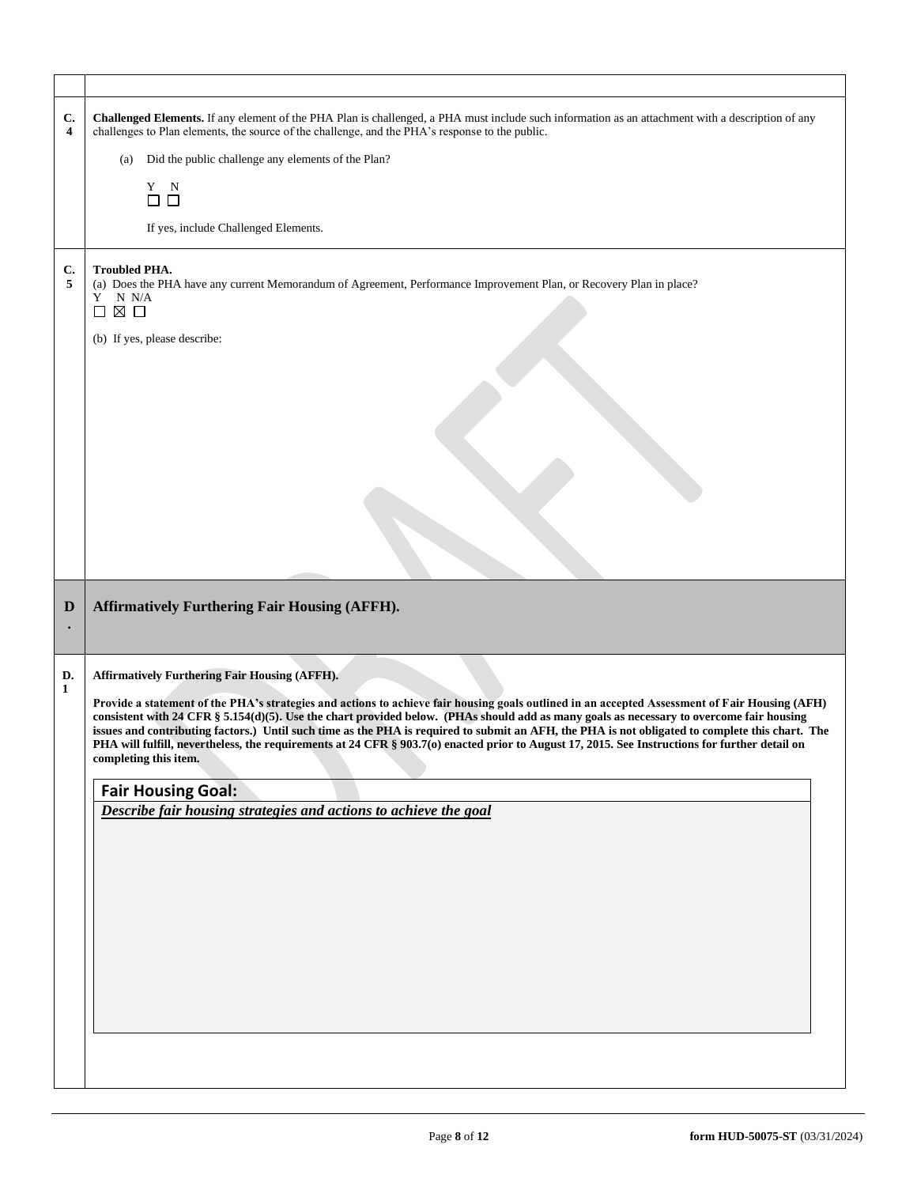**C.4** **Challenged Elements.** If any element of the PHA Plan is challenged, a PHA must include such information as an attachment with a description of any challenges to Plan elements, the source of the challenge, and the PHA's response to the public.

(a) Did the public challenge any elements of the Plan?

Y N
☐ ☐

If yes, include Challenged Elements.

**C.5** **Troubled PHA.**

(a) Does the PHA have any current Memorandum of Agreement, Performance Improvement Plan, or Recovery Plan in place?

Y N N/A
☐ ☒ ☐

(b) If yes, please describe:

## D. Affirmatively Furthering Fair Housing (AFFH).

**D.1** **Affirmatively Furthering Fair Housing (AFFH).**

**Provide a statement of the PHA's strategies and actions to achieve fair housing goals outlined in an accepted Assessment of Fair Housing (AFFH) consistent with 24 CFR § 5.154(d)(5). Use the chart provided below. (PHAs should add as many goals as necessary to overcome fair housing issues and contributing factors.) Until such time as the PHA is required to submit an AFH, the PHA is not obligated to complete this chart. The PHA will fulfill, nevertheless, the requirements at 24 CFR § 903.7(o) enacted prior to August 17, 2015. See Instructions for further detail on completing this item.**

| **Fair Housing Goal:** |
|---|
| ***Describe fair housing strategies and actions to achieve the goal*** |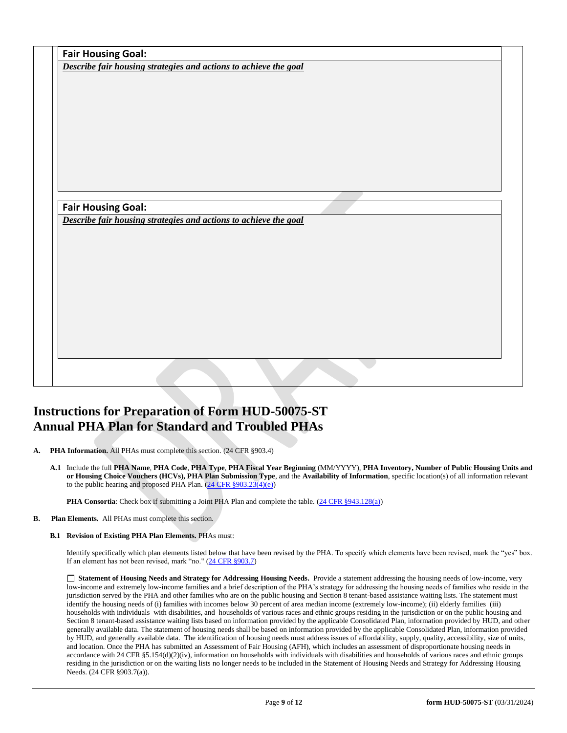**Fair Housing Goal:**

***Describe fair housing strategies and actions to achieve the goal***

**Fair Housing Goal:**

***Describe fair housing strategies and actions to achieve the goal***

# Instructions for Preparation of Form HUD-50075-ST Annual PHA Plan for Standard and Troubled PHAs

**A. PHA Information.** All PHAs must complete this section. (24 CFR §903.4)

**A.1** Include the full **PHA Name**, **PHA Code**, **PHA Type**, **PHA Fiscal Year Beginning** (MM/YYYY), **PHA Inventory, Number of Public Housing Units and or Housing Choice Vouchers (HCVs), PHA Plan Submission Type**, and the **Availability of Information**, specific location(s) of all information relevant to the public hearing and proposed PHA Plan. (24 CFR §903.23(4)(e))

**PHA Consortia**: Check box if submitting a Joint PHA Plan and complete the table. (24 CFR §943.128(a))

**B. Plan Elements.** All PHAs must complete this section.

**B.1 Revision of Existing PHA Plan Elements.** PHAs must:

Identify specifically which plan elements listed below that have been revised by the PHA. To specify which elements have been revised, mark the "yes" box. If an element has not been revised, mark "no." (24 CFR §903.7)

☐ **Statement of Housing Needs and Strategy for Addressing Housing Needs.** Provide a statement addressing the housing needs of low-income, very low-income and extremely low-income families and a brief description of the PHA's strategy for addressing the housing needs of families who reside in the jurisdiction served by the PHA and other families who are on the public housing and Section 8 tenant-based assistance waiting lists. The statement must identify the housing needs of (i) families with incomes below 30 percent of area median income (extremely low-income); (ii) elderly families (iii) households with individuals with disabilities, and households of various races and ethnic groups residing in the jurisdiction or on the public housing and Section 8 tenant-based assistance waiting lists based on information provided by the applicable Consolidated Plan, information provided by HUD, and other generally available data. The statement of housing needs shall be based on information provided by the applicable Consolidated Plan, information provided by HUD, and generally available data. The identification of housing needs must address issues of affordability, supply, quality, accessibility, size of units, and location. Once the PHA has submitted an Assessment of Fair Housing (AFH), which includes an assessment of disproportionate housing needs in accordance with 24 CFR §5.154(d)(2)(iv), information on households with individuals with disabilities and households of various races and ethnic groups residing in the jurisdiction or on the waiting lists no longer needs to be included in the Statement of Housing Needs and Strategy for Addressing Housing Needs. (24 CFR §903.7(a)).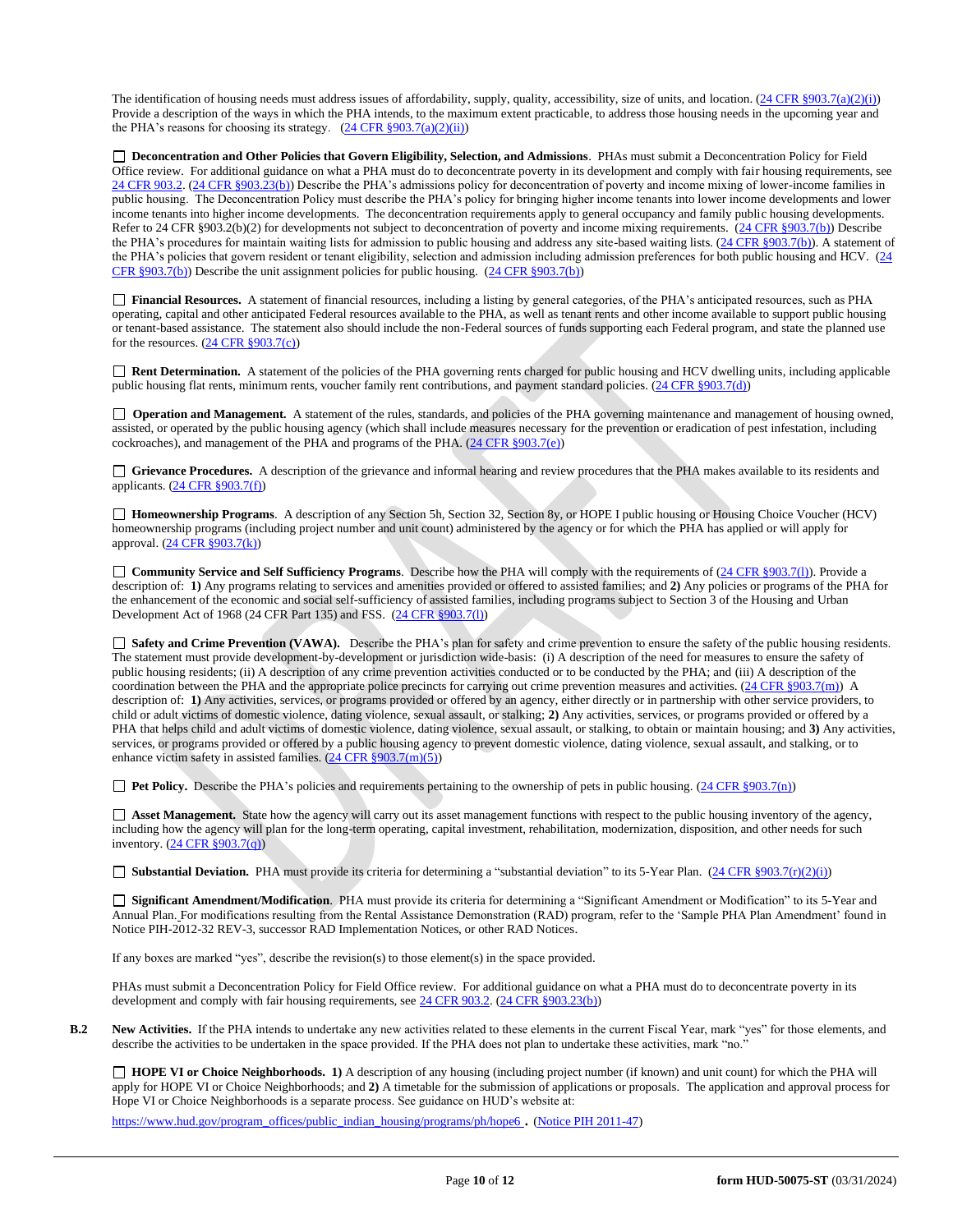The identification of housing needs must address issues of affordability, supply, quality, accessibility, size of units, and location. (24 CFR §903.7(a)(2)(i)) Provide a description of the ways in which the PHA intends, to the maximum extent practicable, to address those housing needs in the upcoming year and the PHA's reasons for choosing its strategy. (24 CFR §903.7(a)(2)(ii))

☐ **Deconcentration and Other Policies that Govern Eligibility, Selection, and Admissions**. PHAs must submit a Deconcentration Policy for Field Office review. For additional guidance on what a PHA must do to deconcentrate poverty in its development and comply with fair housing requirements, see 24 CFR 903.2. (24 CFR §903.23(b)) Describe the PHA's admissions policy for deconcentration of poverty and income mixing of lower-income families in public housing. The Deconcentration Policy must describe the PHA's policy for bringing higher income tenants into lower income developments and lower income tenants into higher income developments. The deconcentration requirements apply to general occupancy and family public housing developments. Refer to 24 CFR §903.2(b)(2) for developments not subject to deconcentration of poverty and income mixing requirements. (24 CFR §903.7(b)) Describe the PHA's procedures for maintain waiting lists for admission to public housing and address any site-based waiting lists. (24 CFR §903.7(b)). A statement of the PHA's policies that govern resident or tenant eligibility, selection and admission including admission preferences for both public housing and HCV. (24 CFR §903.7(b)) Describe the unit assignment policies for public housing. (24 CFR §903.7(b))

☐ **Financial Resources.** A statement of financial resources, including a listing by general categories, of the PHA's anticipated resources, such as PHA operating, capital and other anticipated Federal resources available to the PHA, as well as tenant rents and other income available to support public housing or tenant-based assistance. The statement also should include the non-Federal sources of funds supporting each Federal program, and state the planned use for the resources. (24 CFR §903.7(c))

☐ **Rent Determination.** A statement of the policies of the PHA governing rents charged for public housing and HCV dwelling units, including applicable public housing flat rents, minimum rents, voucher family rent contributions, and payment standard policies. (24 CFR §903.7(d))

☐ **Operation and Management.** A statement of the rules, standards, and policies of the PHA governing maintenance and management of housing owned, assisted, or operated by the public housing agency (which shall include measures necessary for the prevention or eradication of pest infestation, including cockroaches), and management of the PHA and programs of the PHA. (24 CFR §903.7(e))

☐ **Grievance Procedures.** A description of the grievance and informal hearing and review procedures that the PHA makes available to its residents and applicants. (24 CFR §903.7(f))

☐ **Homeownership Programs**. A description of any Section 5h, Section 32, Section 8y, or HOPE I public housing or Housing Choice Voucher (HCV) homeownership programs (including project number and unit count) administered by the agency or for which the PHA has applied or will apply for approval. (24 CFR §903.7(k))

☐ **Community Service and Self Sufficiency Programs**. Describe how the PHA will comply with the requirements of (24 CFR §903.7(l)). Provide a description of: **1)** Any programs relating to services and amenities provided or offered to assisted families; and **2)** Any policies or programs of the PHA for the enhancement of the economic and social self-sufficiency of assisted families, including programs subject to Section 3 of the Housing and Urban Development Act of 1968 (24 CFR Part 135) and FSS. (24 CFR §903.7(l))

☐ **Safety and Crime Prevention (VAWA).** Describe the PHA's plan for safety and crime prevention to ensure the safety of the public housing residents. The statement must provide development-by-development or jurisdiction wide-basis: (i) A description of the need for measures to ensure the safety of public housing residents; (ii) A description of any crime prevention activities conducted or to be conducted by the PHA; and (iii) A description of the coordination between the PHA and the appropriate police precincts for carrying out crime prevention measures and activities. (24 CFR §903.7(m)) A description of: **1)** Any activities, services, or programs provided or offered by an agency, either directly or in partnership with other service providers, to child or adult victims of domestic violence, dating violence, sexual assault, or stalking; **2)** Any activities, services, or programs provided or offered by a PHA that helps child and adult victims of domestic violence, dating violence, sexual assault, or stalking, to obtain or maintain housing; and **3)** Any activities, services, or programs provided or offered by a public housing agency to prevent domestic violence, dating violence, sexual assault, and stalking, or to enhance victim safety in assisted families. (24 CFR §903.7(m)(5))

☐ **Pet Policy.** Describe the PHA's policies and requirements pertaining to the ownership of pets in public housing. (24 CFR §903.7(n))

☐ **Asset Management.** State how the agency will carry out its asset management functions with respect to the public housing inventory of the agency, including how the agency will plan for the long-term operating, capital investment, rehabilitation, modernization, disposition, and other needs for such inventory. (24 CFR §903.7(q))

☐ **Substantial Deviation.** PHA must provide its criteria for determining a "substantial deviation" to its 5-Year Plan. (24 CFR §903.7(r)(2)(i))

☐ **Significant Amendment/Modification**. PHA must provide its criteria for determining a "Significant Amendment or Modification" to its 5-Year and Annual Plan. For modifications resulting from the Rental Assistance Demonstration (RAD) program, refer to the 'Sample PHA Plan Amendment' found in Notice PIH-2012-32 REV-3, successor RAD Implementation Notices, or other RAD Notices.

If any boxes are marked "yes", describe the revision(s) to those element(s) in the space provided.

PHAs must submit a Deconcentration Policy for Field Office review. For additional guidance on what a PHA must do to deconcentrate poverty in its development and comply with fair housing requirements, see 24 CFR 903.2. (24 CFR §903.23(b))

**B.2** **New Activities.** If the PHA intends to undertake any new activities related to these elements in the current Fiscal Year, mark "yes" for those elements, and describe the activities to be undertaken in the space provided. If the PHA does not plan to undertake these activities, mark "no."

☐ **HOPE VI or Choice Neighborhoods. 1)** A description of any housing (including project number (if known) and unit count) for which the PHA will apply for HOPE VI or Choice Neighborhoods; and **2)** A timetable for the submission of applications or proposals. The application and approval process for Hope VI or Choice Neighborhoods is a separate process. See guidance on HUD's website at:

https://www.hud.gov/program_offices/public_indian_housing/programs/ph/hope6 **.** (Notice PIH 2011-47)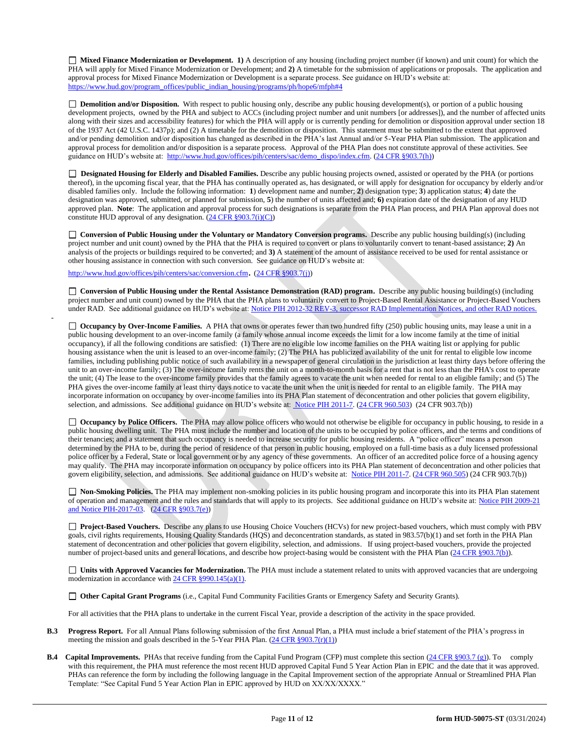☐ **Mixed Finance Modernization or Development. 1)** A description of any housing (including project number (if known) and unit count) for which the PHA will apply for Mixed Finance Modernization or Development; and **2)** A timetable for the submission of applications or proposals. The application and approval process for Mixed Finance Modernization or Development is a separate process. See guidance on HUD's website at: https://www.hud.gov/program_offices/public_indian_housing/programs/ph/hope6/mfph#4

☐ **Demolition and/or Disposition.** With respect to public housing only, describe any public housing development(s), or portion of a public housing development projects, owned by the PHA and subject to ACCs (including project number and unit numbers [or addresses]), and the number of affected units along with their sizes and accessibility features) for which the PHA will apply or is currently pending for demolition or disposition approval under section 18 of the 1937 Act (42 U.S.C. 1437p); and (2) A timetable for the demolition or disposition. This statement must be submitted to the extent that approved and/or pending demolition and/or disposition has changed as described in the PHA's last Annual and/or 5-Year PHA Plan submission. The application and approval process for demolition and/or disposition is a separate process. Approval of the PHA Plan does not constitute approval of these activities. See guidance on HUD's website at: http://www.hud.gov/offices/pih/centers/sac/demo_dispo/index.cfm. (24 CFR §903.7(h))

☐ **Designated Housing for Elderly and Disabled Families.** Describe any public housing projects owned, assisted or operated by the PHA (or portions thereof), in the upcoming fiscal year, that the PHA has continually operated as, has designated, or will apply for designation for occupancy by elderly and/or disabled families only. Include the following information: **1**) development name and number; **2**) designation type; **3**) application status; **4**) date the designation was approved, submitted, or planned for submission, **5**) the number of units affected and; **6)** expiration date of the designation of any HUD approved plan. **Note**: The application and approval process for such designations is separate from the PHA Plan process, and PHA Plan approval does not constitute HUD approval of any designation. (24 CFR §903.7(i)(C))

☐ **Conversion of Public Housing under the Voluntary or Mandatory Conversion programs.** Describe any public housing building(s) (including project number and unit count) owned by the PHA that the PHA is required to convert or plans to voluntarily convert to tenant-based assistance; **2)** An analysis of the projects or buildings required to be converted; and **3)** A statement of the amount of assistance received to be used for rental assistance or other housing assistance in connection with such conversion. See guidance on HUD's website at:

http://www.hud.gov/offices/pih/centers/sac/conversion.cfm. (24 CFR §903.7(j))

☐ **Conversion of Public Housing under the Rental Assistance Demonstration (RAD) program.** Describe any public housing building(s) (including project number and unit count) owned by the PHA that the PHA plans to voluntarily convert to Project-Based Rental Assistance or Project-Based Vouchers under RAD. See additional guidance on HUD's website at: Notice PIH 2012-32 REV-3, successor RAD Implementation Notices, and other RAD notices.

☐ **Occupancy by Over-Income Families.** A PHA that owns or operates fewer than two hundred fifty (250) public housing units, may lease a unit in a public housing development to an over-income family (a family whose annual income exceeds the limit for a low income family at the time of initial occupancy), if all the following conditions are satisfied: (1) There are no eligible low income families on the PHA waiting list or applying for public housing assistance when the unit is leased to an over-income family; (2) The PHA has publicized availability of the unit for rental to eligible low income families, including publishing public notice of such availability in a newspaper of general circulation in the jurisdiction at least thirty days before offering the unit to an over-income family; (3) The over-income family rents the unit on a month-to-month basis for a rent that is not less than the PHA's cost to operate the unit; (4) The lease to the over-income family provides that the family agrees to vacate the unit when needed for rental to an eligible family; and (5) The PHA gives the over-income family at least thirty days notice to vacate the unit when the unit is needed for rental to an eligible family. The PHA may incorporate information on occupancy by over-income families into its PHA Plan statement of deconcentration and other policies that govern eligibility, selection, and admissions. See additional guidance on HUD's website at: Notice PIH 2011-7. (24 CFR 960.503) (24 CFR 903.7(b))

☐ **Occupancy by Police Officers.** The PHA may allow police officers who would not otherwise be eligible for occupancy in public housing, to reside in a public housing dwelling unit. The PHA must include the number and location of the units to be occupied by police officers, and the terms and conditions of their tenancies; and a statement that such occupancy is needed to increase security for public housing residents. A "police officer" means a person determined by the PHA to be, during the period of residence of that person in public housing, employed on a full-time basis as a duly licensed professional police officer by a Federal, State or local government or by any agency of these governments. An officer of an accredited police force of a housing agency may qualify. The PHA may incorporate information on occupancy by police officers into its PHA Plan statement of deconcentration and other policies that govern eligibility, selection, and admissions. See additional guidance on HUD's website at: Notice PIH 2011-7. (24 CFR 960.505) (24 CFR 903.7(b))

☐ **Non-Smoking Policies.** The PHA may implement non-smoking policies in its public housing program and incorporate this into its PHA Plan statement of operation and management and the rules and standards that will apply to its projects. See additional guidance on HUD's website at: Notice PIH 2009-21 and Notice PIH-2017-03. (24 CFR §903.7(e))

☐ **Project-Based Vouchers.** Describe any plans to use Housing Choice Vouchers (HCVs) for new project-based vouchers, which must comply with PBV goals, civil rights requirements, Housing Quality Standards (HQS) and deconcentration standards, as stated in 983.57(b)(1) and set forth in the PHA Plan statement of deconcentration and other policies that govern eligibility, selection, and admissions. If using project-based vouchers, provide the projected number of project-based units and general locations, and describe how project-basing would be consistent with the PHA Plan (24 CFR §903.7(b)).

☐ **Units with Approved Vacancies for Modernization.** The PHA must include a statement related to units with approved vacancies that are undergoing modernization in accordance with 24 CFR §990.145(a)(1).

☐ **Other Capital Grant Programs** (i.e., Capital Fund Community Facilities Grants or Emergency Safety and Security Grants).

For all activities that the PHA plans to undertake in the current Fiscal Year, provide a description of the activity in the space provided.

**B.3** **Progress Report.** For all Annual Plans following submission of the first Annual Plan, a PHA must include a brief statement of the PHA's progress in meeting the mission and goals described in the 5-Year PHA Plan. (24 CFR §903.7(r)(1))

**B.4** **Capital Improvements.** PHAs that receive funding from the Capital Fund Program (CFP) must complete this section (24 CFR §903.7 (g)). To comply with this requirement, the PHA must reference the most recent HUD approved Capital Fund 5 Year Action Plan in EPIC and the date that it was approved. PHAs can reference the form by including the following language in the Capital Improvement section of the appropriate Annual or Streamlined PHA Plan Template: "See Capital Fund 5 Year Action Plan in EPIC approved by HUD on XX/XX/XXXX."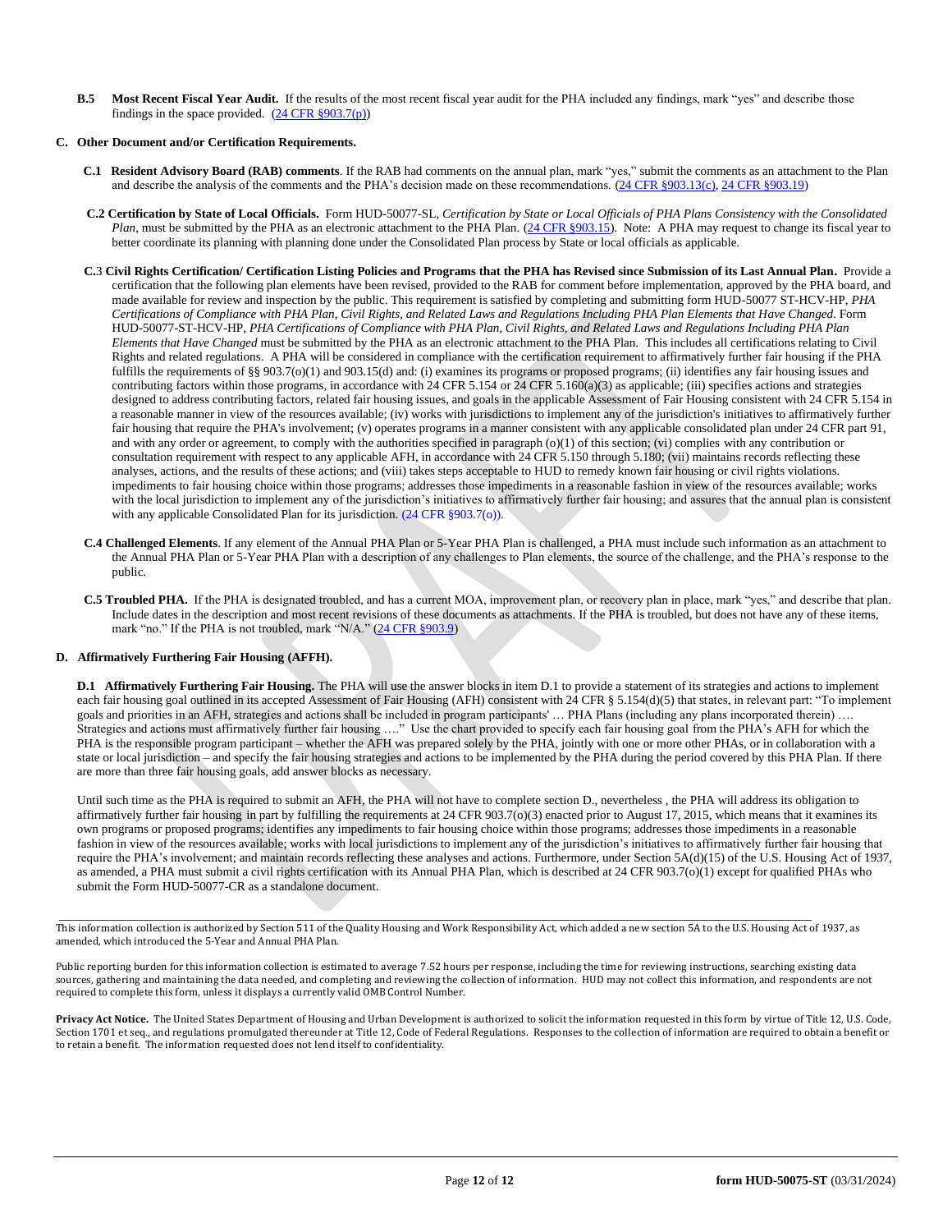**B.5 Most Recent Fiscal Year Audit.** If the results of the most recent fiscal year audit for the PHA included any findings, mark "yes" and describe those findings in the space provided. (24 CFR §903.7(p))

## C. Other Document and/or Certification Requirements.

**C.1 Resident Advisory Board (RAB) comments**. If the RAB had comments on the annual plan, mark "yes," submit the comments as an attachment to the Plan and describe the analysis of the comments and the PHA's decision made on these recommendations. (24 CFR §903.13(c), 24 CFR §903.19)

**C.2 Certification by State of Local Officials.** Form HUD-50077-SL, *Certification by State or Local Officials of PHA Plans Consistency with the Consolidated Plan*, must be submitted by the PHA as an electronic attachment to the PHA Plan. (24 CFR §903.15). Note: A PHA may request to change its fiscal year to better coordinate its planning with planning done under the Consolidated Plan process by State or local officials as applicable.

**C.3 Civil Rights Certification/ Certification Listing Policies and Programs that the PHA has Revised since Submission of its Last Annual Plan.** Provide a certification that the following plan elements have been revised, provided to the RAB for comment before implementation, approved by the PHA board, and made available for review and inspection by the public. This requirement is satisfied by completing and submitting form HUD-50077 ST-HCV-HP, *PHA Certifications of Compliance with PHA Plan, Civil Rights, and Related Laws and Regulations Including PHA Plan Elements that Have Changed*. Form HUD-50077-ST-HCV-HP, *PHA Certifications of Compliance with PHA Plan, Civil Rights, and Related Laws and Regulations Including PHA Plan Elements that Have Changed* must be submitted by the PHA as an electronic attachment to the PHA Plan. This includes all certifications relating to Civil Rights and related regulations. A PHA will be considered in compliance with the certification requirement to affirmatively further fair housing if the PHA fulfills the requirements of §§ 903.7(o)(1) and 903.15(d) and: (i) examines its programs or proposed programs; (ii) identifies any fair housing issues and contributing factors within those programs, in accordance with 24 CFR 5.154 or 24 CFR 5.160(a)(3) as applicable; (iii) specifies actions and strategies designed to address contributing factors, related fair housing issues, and goals in the applicable Assessment of Fair Housing consistent with 24 CFR 5.154 in a reasonable manner in view of the resources available; (iv) works with jurisdictions to implement any of the jurisdiction's initiatives to affirmatively further fair housing that require the PHA's involvement; (v) operates programs in a manner consistent with any applicable consolidated plan under 24 CFR part 91, and with any order or agreement, to comply with the authorities specified in paragraph (o)(1) of this section; (vi) complies with any contribution or consultation requirement with respect to any applicable AFH, in accordance with 24 CFR 5.150 through 5.180; (vii) maintains records reflecting these analyses, actions, and the results of these actions; and (viii) takes steps acceptable to HUD to remedy known fair housing or civil rights violations. impediments to fair housing choice within those programs; addresses those impediments in a reasonable fashion in view of the resources available; works with the local jurisdiction to implement any of the jurisdiction's initiatives to affirmatively further fair housing; and assures that the annual plan is consistent with any applicable Consolidated Plan for its jurisdiction. (24 CFR §903.7(o)).

**C.4 Challenged Elements**. If any element of the Annual PHA Plan or 5-Year PHA Plan is challenged, a PHA must include such information as an attachment to the Annual PHA Plan or 5-Year PHA Plan with a description of any challenges to Plan elements, the source of the challenge, and the PHA's response to the public.

**C.5 Troubled PHA.** If the PHA is designated troubled, and has a current MOA, improvement plan, or recovery plan in place, mark "yes," and describe that plan. Include dates in the description and most recent revisions of these documents as attachments. If the PHA is troubled, but does not have any of these items, mark "no." If the PHA is not troubled, mark "N/A." (24 CFR §903.9)

## D. Affirmatively Furthering Fair Housing (AFFH).

**D.1 Affirmatively Furthering Fair Housing.** The PHA will use the answer blocks in item D.1 to provide a statement of its strategies and actions to implement each fair housing goal outlined in its accepted Assessment of Fair Housing (AFH) consistent with 24 CFR § 5.154(d)(5) that states, in relevant part: "To implement goals and priorities in an AFH, strategies and actions shall be included in program participants' … PHA Plans (including any plans incorporated therein) …. Strategies and actions must affirmatively further fair housing …." Use the chart provided to specify each fair housing goal from the PHA's AFH for which the PHA is the responsible program participant – whether the AFH was prepared solely by the PHA, jointly with one or more other PHAs, or in collaboration with a state or local jurisdiction – and specify the fair housing strategies and actions to be implemented by the PHA during the period covered by this PHA Plan. If there are more than three fair housing goals, add answer blocks as necessary.

Until such time as the PHA is required to submit an AFH, the PHA will not have to complete section D., nevertheless , the PHA will address its obligation to affirmatively further fair housing in part by fulfilling the requirements at 24 CFR 903.7(o)(3) enacted prior to August 17, 2015, which means that it examines its own programs or proposed programs; identifies any impediments to fair housing choice within those programs; addresses those impediments in a reasonable fashion in view of the resources available; works with local jurisdictions to implement any of the jurisdiction's initiatives to affirmatively further fair housing that require the PHA's involvement; and maintain records reflecting these analyses and actions. Furthermore, under Section 5A(d)(15) of the U.S. Housing Act of 1937, as amended, a PHA must submit a civil rights certification with its Annual PHA Plan, which is described at 24 CFR 903.7(o)(1) except for qualified PHAs who submit the Form HUD-50077-CR as a standalone document.

---

This information collection is authorized by Section 511 of the Quality Housing and Work Responsibility Act, which added a new section 5A to the U.S. Housing Act of 1937, as amended, which introduced the 5-Year and Annual PHA Plan.

Public reporting burden for this information collection is estimated to average 7.52 hours per response, including the time for reviewing instructions, searching existing data sources, gathering and maintaining the data needed, and completing and reviewing the collection of information. HUD may not collect this information, and respondents are not required to complete this form, unless it displays a currently valid OMB Control Number.

**Privacy Act Notice.** The United States Department of Housing and Urban Development is authorized to solicit the information requested in this form by virtue of Title 12, U.S. Code, Section 1701 et seq., and regulations promulgated thereunder at Title 12, Code of Federal Regulations. Responses to the collection of information are required to obtain a benefit or to retain a benefit. The information requested does not lend itself to confidentiality.